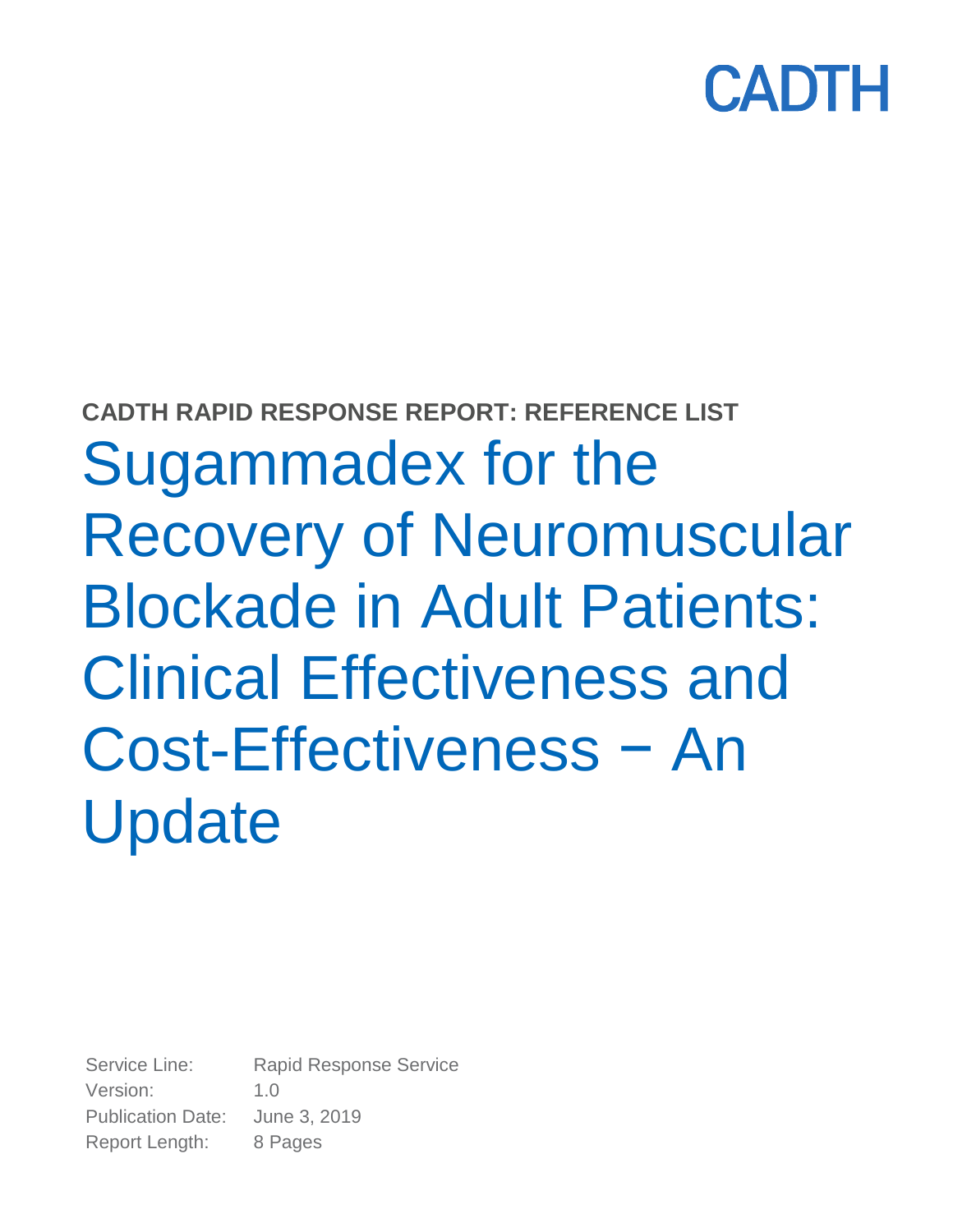CADTH

**CADTH RAPID RESPONSE REPORT: REFERENCE LIST**

# Sugammadex for the Recovery of Neuromuscular Blockade in Adult Patients: Clinical Effectiveness and Cost-Effectiveness − An Update

Service Line: Rapid Response Service
Version: 1.0
Publication Date: June 3, 2019
Report Length: 8 Pages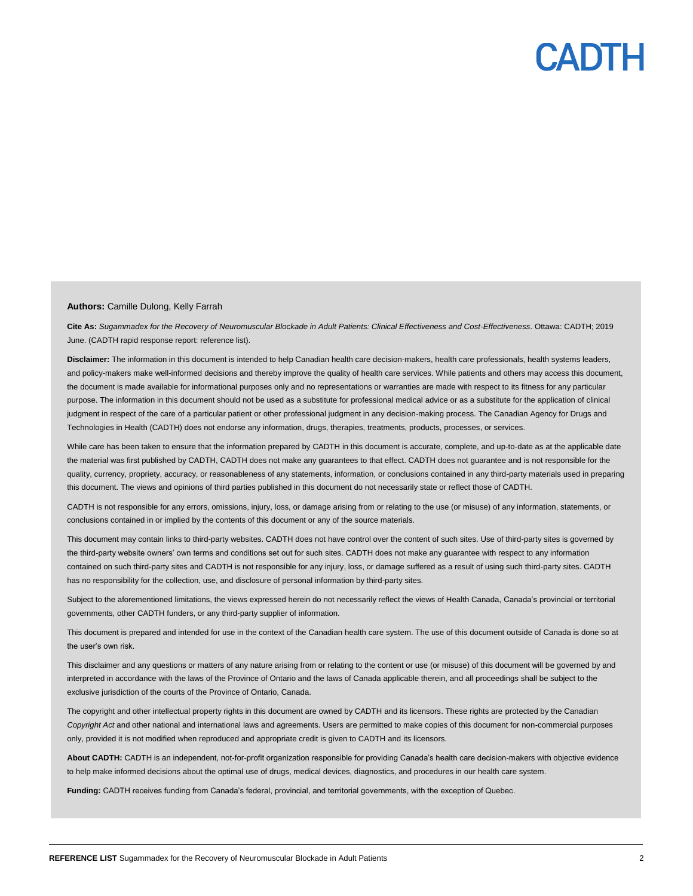**Authors:** Camille Dulong, Kelly Farrah

**Cite As:** *Sugammadex for the Recovery of Neuromuscular Blockade in Adult Patients: Clinical Effectiveness and Cost-Effectiveness*. Ottawa: CADTH; 2019 June. (CADTH rapid response report: reference list).

**Disclaimer:** The information in this document is intended to help Canadian health care decision-makers, health care professionals, health systems leaders, and policy-makers make well-informed decisions and thereby improve the quality of health care services. While patients and others may access this document, the document is made available for informational purposes only and no representations or warranties are made with respect to its fitness for any particular purpose. The information in this document should not be used as a substitute for professional medical advice or as a substitute for the application of clinical judgment in respect of the care of a particular patient or other professional judgment in any decision-making process. The Canadian Agency for Drugs and Technologies in Health (CADTH) does not endorse any information, drugs, therapies, treatments, products, processes, or services.

While care has been taken to ensure that the information prepared by CADTH in this document is accurate, complete, and up-to-date as at the applicable date the material was first published by CADTH, CADTH does not make any guarantees to that effect. CADTH does not guarantee and is not responsible for the quality, currency, propriety, accuracy, or reasonableness of any statements, information, or conclusions contained in any third-party materials used in preparing this document. The views and opinions of third parties published in this document do not necessarily state or reflect those of CADTH.

CADTH is not responsible for any errors, omissions, injury, loss, or damage arising from or relating to the use (or misuse) of any information, statements, or conclusions contained in or implied by the contents of this document or any of the source materials.

This document may contain links to third-party websites. CADTH does not have control over the content of such sites. Use of third-party sites is governed by the third-party website owners' own terms and conditions set out for such sites. CADTH does not make any guarantee with respect to any information contained on such third-party sites and CADTH is not responsible for any injury, loss, or damage suffered as a result of using such third-party sites. CADTH has no responsibility for the collection, use, and disclosure of personal information by third-party sites.

Subject to the aforementioned limitations, the views expressed herein do not necessarily reflect the views of Health Canada, Canada's provincial or territorial governments, other CADTH funders, or any third-party supplier of information.

This document is prepared and intended for use in the context of the Canadian health care system. The use of this document outside of Canada is done so at the user's own risk.

This disclaimer and any questions or matters of any nature arising from or relating to the content or use (or misuse) of this document will be governed by and interpreted in accordance with the laws of the Province of Ontario and the laws of Canada applicable therein, and all proceedings shall be subject to the exclusive jurisdiction of the courts of the Province of Ontario, Canada.

The copyright and other intellectual property rights in this document are owned by CADTH and its licensors. These rights are protected by the Canadian *Copyright Act* and other national and international laws and agreements. Users are permitted to make copies of this document for non-commercial purposes only, provided it is not modified when reproduced and appropriate credit is given to CADTH and its licensors.

**About CADTH:** CADTH is an independent, not-for-profit organization responsible for providing Canada's health care decision-makers with objective evidence to help make informed decisions about the optimal use of drugs, medical devices, diagnostics, and procedures in our health care system.

**Funding:** CADTH receives funding from Canada's federal, provincial, and territorial governments, with the exception of Quebec.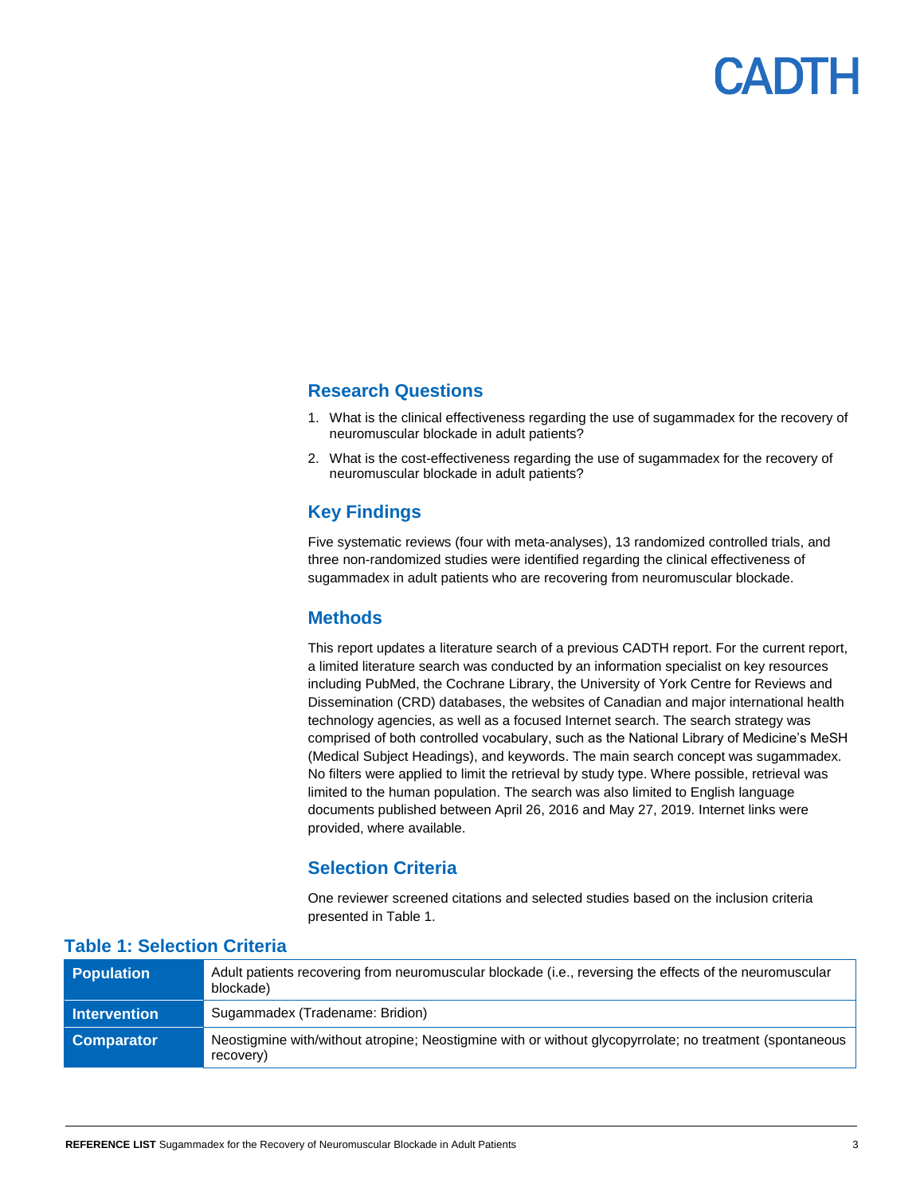## Research Questions

1. What is the clinical effectiveness regarding the use of sugammadex for the recovery of neuromuscular blockade in adult patients?
2. What is the cost-effectiveness regarding the use of sugammadex for the recovery of neuromuscular blockade in adult patients?

## Key Findings

Five systematic reviews (four with meta-analyses), 13 randomized controlled trials, and three non-randomized studies were identified regarding the clinical effectiveness of sugammadex in adult patients who are recovering from neuromuscular blockade.

## Methods

This report updates a literature search of a previous CADTH report. For the current report, a limited literature search was conducted by an information specialist on key resources including PubMed, the Cochrane Library, the University of York Centre for Reviews and Dissemination (CRD) databases, the websites of Canadian and major international health technology agencies, as well as a focused Internet search. The search strategy was comprised of both controlled vocabulary, such as the National Library of Medicine's MeSH (Medical Subject Headings), and keywords. The main search concept was sugammadex. No filters were applied to limit the retrieval by study type. Where possible, retrieval was limited to the human population. The search was also limited to English language documents published between April 26, 2016 and May 27, 2019. Internet links were provided, where available.

## Selection Criteria

One reviewer screened citations and selected studies based on the inclusion criteria presented in Table 1.

### Table 1: Selection Criteria

| | |
|---|---|
| **Population** | Adult patients recovering from neuromuscular blockade (i.e., reversing the effects of the neuromuscular blockade) |
| **Intervention** | Sugammadex (Tradename: Bridion) |
| **Comparator** | Neostigmine with/without atropine; Neostigmine with or without glycopyrrolate; no treatment (spontaneous recovery) |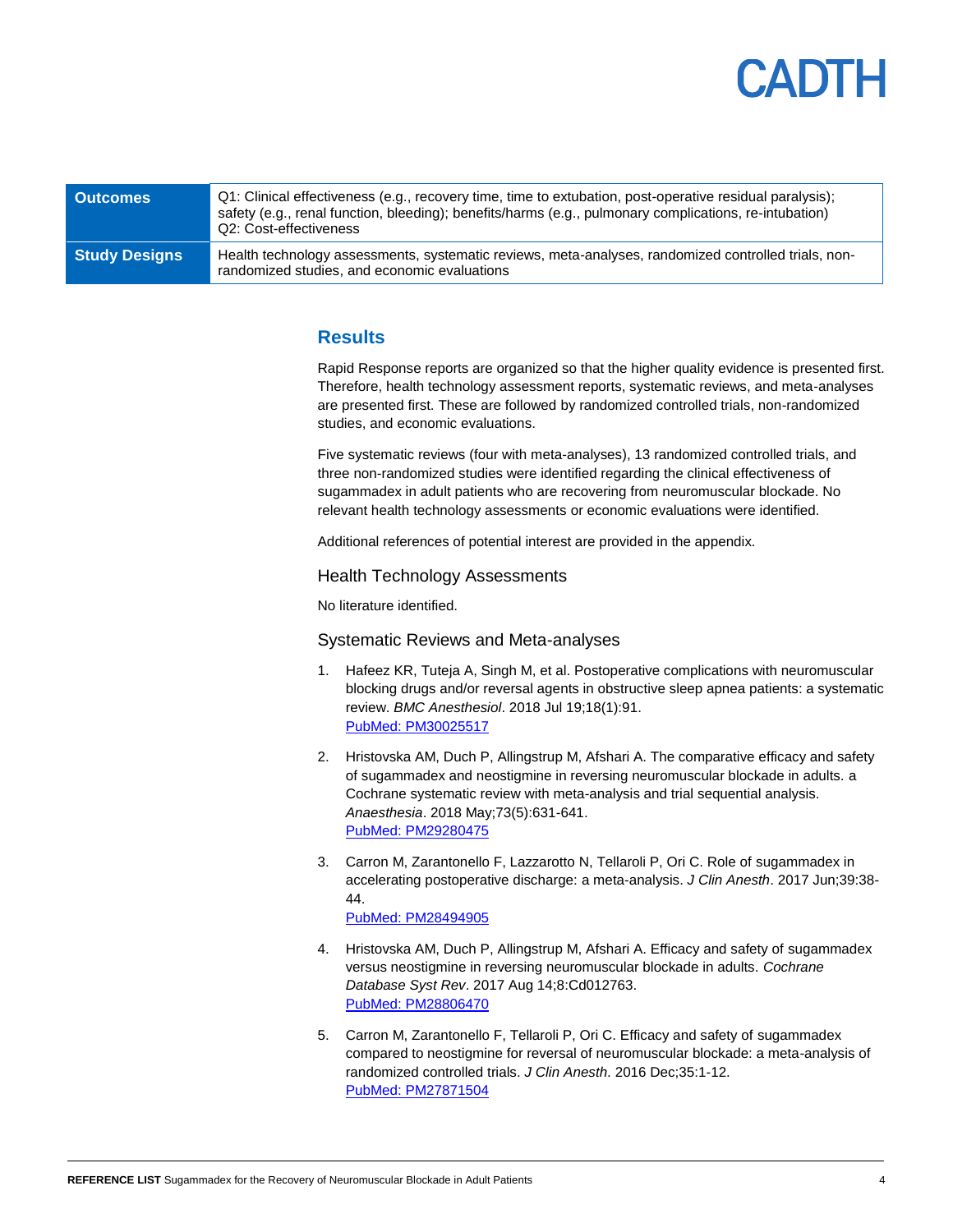| Outcomes | Q1: Clinical effectiveness (e.g., recovery time, time to extubation, post-operative residual paralysis); safety (e.g., renal function, bleeding); benefits/harms (e.g., pulmonary complications, re-intubation)<br>Q2: Cost-effectiveness |
|---|---|
| **Study Designs** | Health technology assessments, systematic reviews, meta-analyses, randomized controlled trials, non-randomized studies, and economic evaluations |

## Results

Rapid Response reports are organized so that the higher quality evidence is presented first. Therefore, health technology assessment reports, systematic reviews, and meta-analyses are presented first. These are followed by randomized controlled trials, non-randomized studies, and economic evaluations.

Five systematic reviews (four with meta-analyses), 13 randomized controlled trials, and three non-randomized studies were identified regarding the clinical effectiveness of sugammadex in adult patients who are recovering from neuromuscular blockade. No relevant health technology assessments or economic evaluations were identified.

Additional references of potential interest are provided in the appendix.

### Health Technology Assessments

No literature identified.

### Systematic Reviews and Meta-analyses

1. Hafeez KR, Tuteja A, Singh M, et al. Postoperative complications with neuromuscular blocking drugs and/or reversal agents in obstructive sleep apnea patients: a systematic review. *BMC Anesthesiol*. 2018 Jul 19;18(1):91.
   PubMed: PM30025517

2. Hristovska AM, Duch P, Allingstrup M, Afshari A. The comparative efficacy and safety of sugammadex and neostigmine in reversing neuromuscular blockade in adults. a Cochrane systematic review with meta-analysis and trial sequential analysis. *Anaesthesia*. 2018 May;73(5):631-641.
   PubMed: PM29280475

3. Carron M, Zarantonello F, Lazzarotto N, Tellaroli P, Ori C. Role of sugammadex in accelerating postoperative discharge: a meta-analysis. *J Clin Anesth*. 2017 Jun;39:38-44.
   PubMed: PM28494905

4. Hristovska AM, Duch P, Allingstrup M, Afshari A. Efficacy and safety of sugammadex versus neostigmine in reversing neuromuscular blockade in adults. *Cochrane Database Syst Rev*. 2017 Aug 14;8:Cd012763.
   PubMed: PM28806470

5. Carron M, Zarantonello F, Tellaroli P, Ori C. Efficacy and safety of sugammadex compared to neostigmine for reversal of neuromuscular blockade: a meta-analysis of randomized controlled trials. *J Clin Anesth*. 2016 Dec;35:1-12.
   PubMed: PM27871504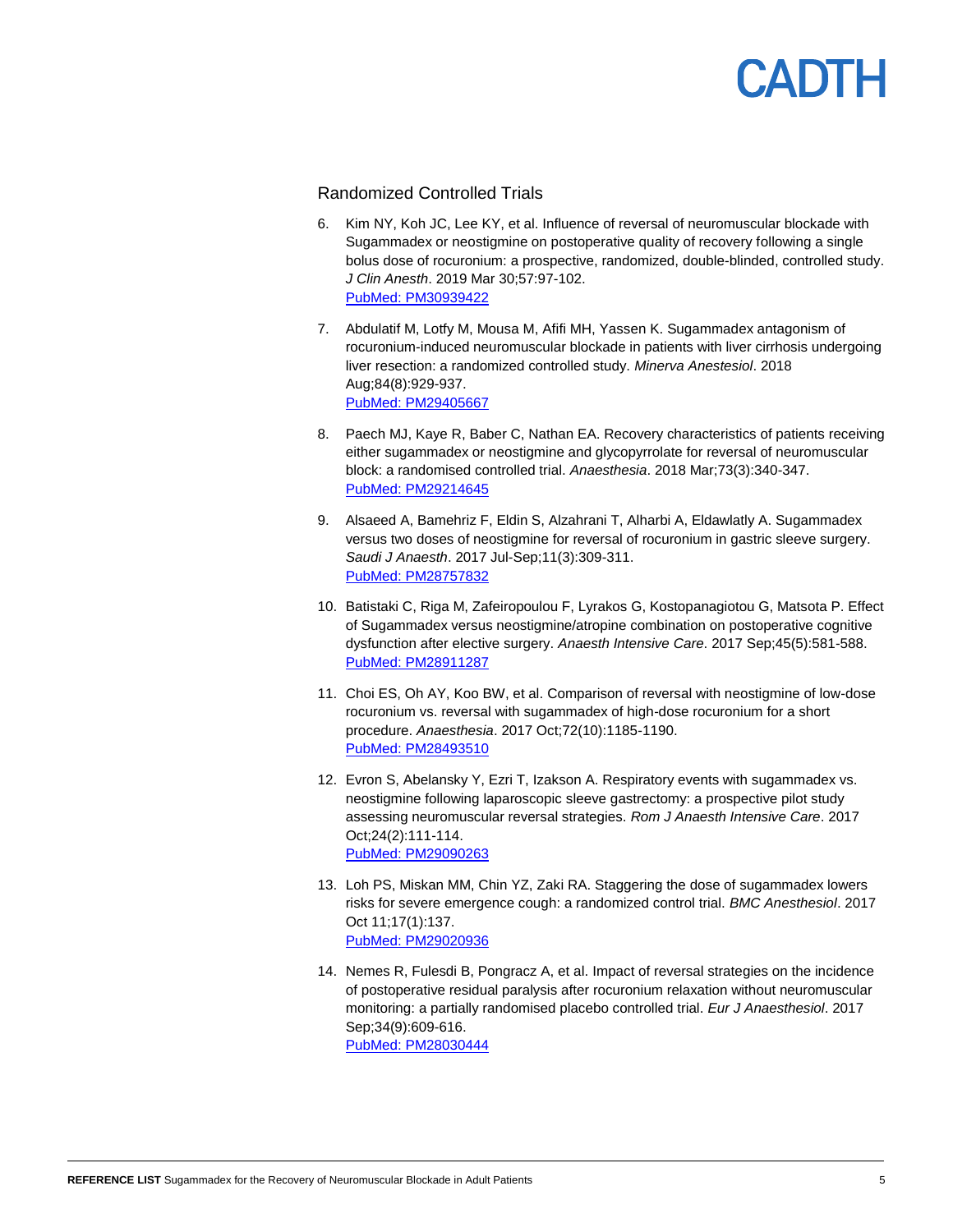## Randomized Controlled Trials

6. Kim NY, Koh JC, Lee KY, et al. Influence of reversal of neuromuscular blockade with Sugammadex or neostigmine on postoperative quality of recovery following a single bolus dose of rocuronium: a prospective, randomized, double-blinded, controlled study. *J Clin Anesth*. 2019 Mar 30;57:97-102.
   PubMed: PM30939422

7. Abdulatif M, Lotfy M, Mousa M, Afifi MH, Yassen K. Sugammadex antagonism of rocuronium-induced neuromuscular blockade in patients with liver cirrhosis undergoing liver resection: a randomized controlled study. *Minerva Anestesiol*. 2018 Aug;84(8):929-937.
   PubMed: PM29405667

8. Paech MJ, Kaye R, Baber C, Nathan EA. Recovery characteristics of patients receiving either sugammadex or neostigmine and glycopyrrolate for reversal of neuromuscular block: a randomised controlled trial. *Anaesthesia*. 2018 Mar;73(3):340-347.
   PubMed: PM29214645

9. Alsaeed A, Bamehriz F, Eldin S, Alzahrani T, Alharbi A, Eldawlatly A. Sugammadex versus two doses of neostigmine for reversal of rocuronium in gastric sleeve surgery. *Saudi J Anaesth*. 2017 Jul-Sep;11(3):309-311.
   PubMed: PM28757832

10. Batistaki C, Riga M, Zafeiropoulou F, Lyrakos G, Kostopanagiotou G, Matsota P. Effect of Sugammadex versus neostigmine/atropine combination on postoperative cognitive dysfunction after elective surgery. *Anaesth Intensive Care*. 2017 Sep;45(5):581-588.
    PubMed: PM28911287

11. Choi ES, Oh AY, Koo BW, et al. Comparison of reversal with neostigmine of low-dose rocuronium vs. reversal with sugammadex of high-dose rocuronium for a short procedure. *Anaesthesia*. 2017 Oct;72(10):1185-1190.
    PubMed: PM28493510

12. Evron S, Abelansky Y, Ezri T, Izakson A. Respiratory events with sugammadex vs. neostigmine following laparoscopic sleeve gastrectomy: a prospective pilot study assessing neuromuscular reversal strategies. *Rom J Anaesth Intensive Care*. 2017 Oct;24(2):111-114.
    PubMed: PM29090263

13. Loh PS, Miskan MM, Chin YZ, Zaki RA. Staggering the dose of sugammadex lowers risks for severe emergence cough: a randomized control trial. *BMC Anesthesiol*. 2017 Oct 11;17(1):137.
    PubMed: PM29020936

14. Nemes R, Fulesdi B, Pongracz A, et al. Impact of reversal strategies on the incidence of postoperative residual paralysis after rocuronium relaxation without neuromuscular monitoring: a partially randomised placebo controlled trial. *Eur J Anaesthesiol*. 2017 Sep;34(9):609-616.
    PubMed: PM28030444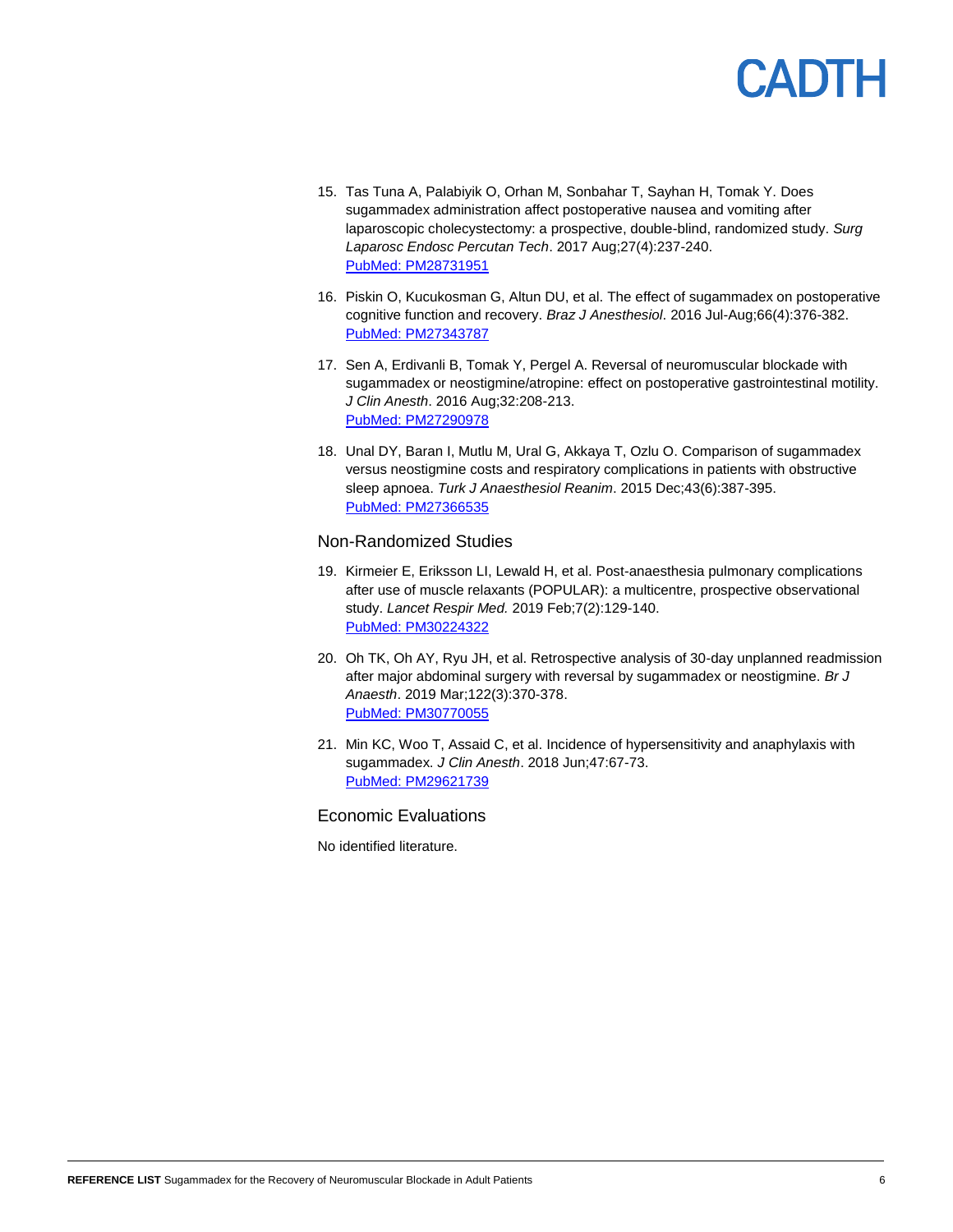15. Tas Tuna A, Palabiyik O, Orhan M, Sonbahar T, Sayhan H, Tomak Y. Does sugammadex administration affect postoperative nausea and vomiting after laparoscopic cholecystectomy: a prospective, double-blind, randomized study. *Surg Laparosc Endosc Percutan Tech*. 2017 Aug;27(4):237-240.
    PubMed: PM28731951

16. Piskin O, Kucukosman G, Altun DU, et al. The effect of sugammadex on postoperative cognitive function and recovery. *Braz J Anesthesiol*. 2016 Jul-Aug;66(4):376-382.
    PubMed: PM27343787

17. Sen A, Erdivanli B, Tomak Y, Pergel A. Reversal of neuromuscular blockade with sugammadex or neostigmine/atropine: effect on postoperative gastrointestinal motility. *J Clin Anesth*. 2016 Aug;32:208-213.
    PubMed: PM27290978

18. Unal DY, Baran I, Mutlu M, Ural G, Akkaya T, Ozlu O. Comparison of sugammadex versus neostigmine costs and respiratory complications in patients with obstructive sleep apnoea. *Turk J Anaesthesiol Reanim*. 2015 Dec;43(6):387-395.
    PubMed: PM27366535

## Non-Randomized Studies

19. Kirmeier E, Eriksson LI, Lewald H, et al. Post-anaesthesia pulmonary complications after use of muscle relaxants (POPULAR): a multicentre, prospective observational study. *Lancet Respir Med.* 2019 Feb;7(2):129-140.
    PubMed: PM30224322

20. Oh TK, Oh AY, Ryu JH, et al. Retrospective analysis of 30-day unplanned readmission after major abdominal surgery with reversal by sugammadex or neostigmine. *Br J Anaesth*. 2019 Mar;122(3):370-378.
    PubMed: PM30770055

21. Min KC, Woo T, Assaid C, et al. Incidence of hypersensitivity and anaphylaxis with sugammadex. *J Clin Anesth*. 2018 Jun;47:67-73.
    PubMed: PM29621739

## Economic Evaluations

No identified literature.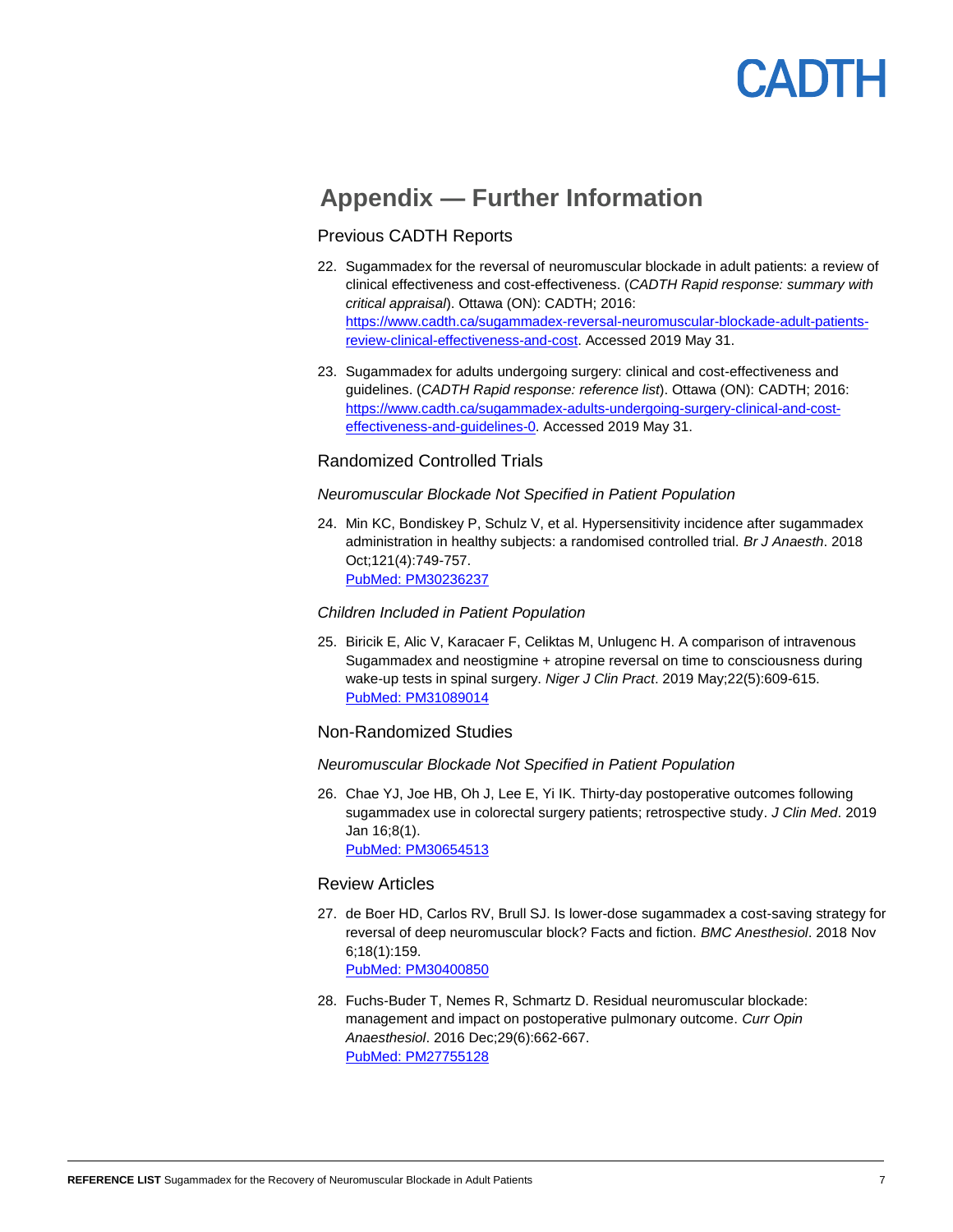# Appendix — Further Information

## Previous CADTH Reports

22. Sugammadex for the reversal of neuromuscular blockade in adult patients: a review of clinical effectiveness and cost-effectiveness. (*CADTH Rapid response: summary with critical appraisal*). Ottawa (ON): CADTH; 2016: [https://www.cadth.ca/sugammadex-reversal-neuromuscular-blockade-adult-patients-review-clinical-effectiveness-and-cost](https://www.cadth.ca/sugammadex-reversal-neuromuscular-blockade-adult-patients-review-clinical-effectiveness-and-cost). Accessed 2019 May 31.

23. Sugammadex for adults undergoing surgery: clinical and cost-effectiveness and guidelines. (*CADTH Rapid response: reference list*). Ottawa (ON): CADTH; 2016: [https://www.cadth.ca/sugammadex-adults-undergoing-surgery-clinical-and-cost-effectiveness-and-guidelines-0](https://www.cadth.ca/sugammadex-adults-undergoing-surgery-clinical-and-cost-effectiveness-and-guidelines-0). Accessed 2019 May 31.

## Randomized Controlled Trials

### *Neuromuscular Blockade Not Specified in Patient Population*

24. Min KC, Bondiskey P, Schulz V, et al. Hypersensitivity incidence after sugammadex administration in healthy subjects: a randomised controlled trial. *Br J Anaesth*. 2018 Oct;121(4):749-757.
PubMed: PM30236237

### *Children Included in Patient Population*

25. Biricik E, Alic V, Karacaer F, Celiktas M, Unlugenc H. A comparison of intravenous Sugammadex and neostigmine + atropine reversal on time to consciousness during wake-up tests in spinal surgery. *Niger J Clin Pract*. 2019 May;22(5):609-615.
PubMed: PM31089014

## Non-Randomized Studies

### *Neuromuscular Blockade Not Specified in Patient Population*

26. Chae YJ, Joe HB, Oh J, Lee E, Yi IK. Thirty-day postoperative outcomes following sugammadex use in colorectal surgery patients; retrospective study. *J Clin Med*. 2019 Jan 16;8(1).
PubMed: PM30654513

## Review Articles

27. de Boer HD, Carlos RV, Brull SJ. Is lower-dose sugammadex a cost-saving strategy for reversal of deep neuromuscular block? Facts and fiction. *BMC Anesthesiol*. 2018 Nov 6;18(1):159.
PubMed: PM30400850

28. Fuchs-Buder T, Nemes R, Schmartz D. Residual neuromuscular blockade: management and impact on postoperative pulmonary outcome. *Curr Opin Anaesthesiol*. 2016 Dec;29(6):662-667.
PubMed: PM27755128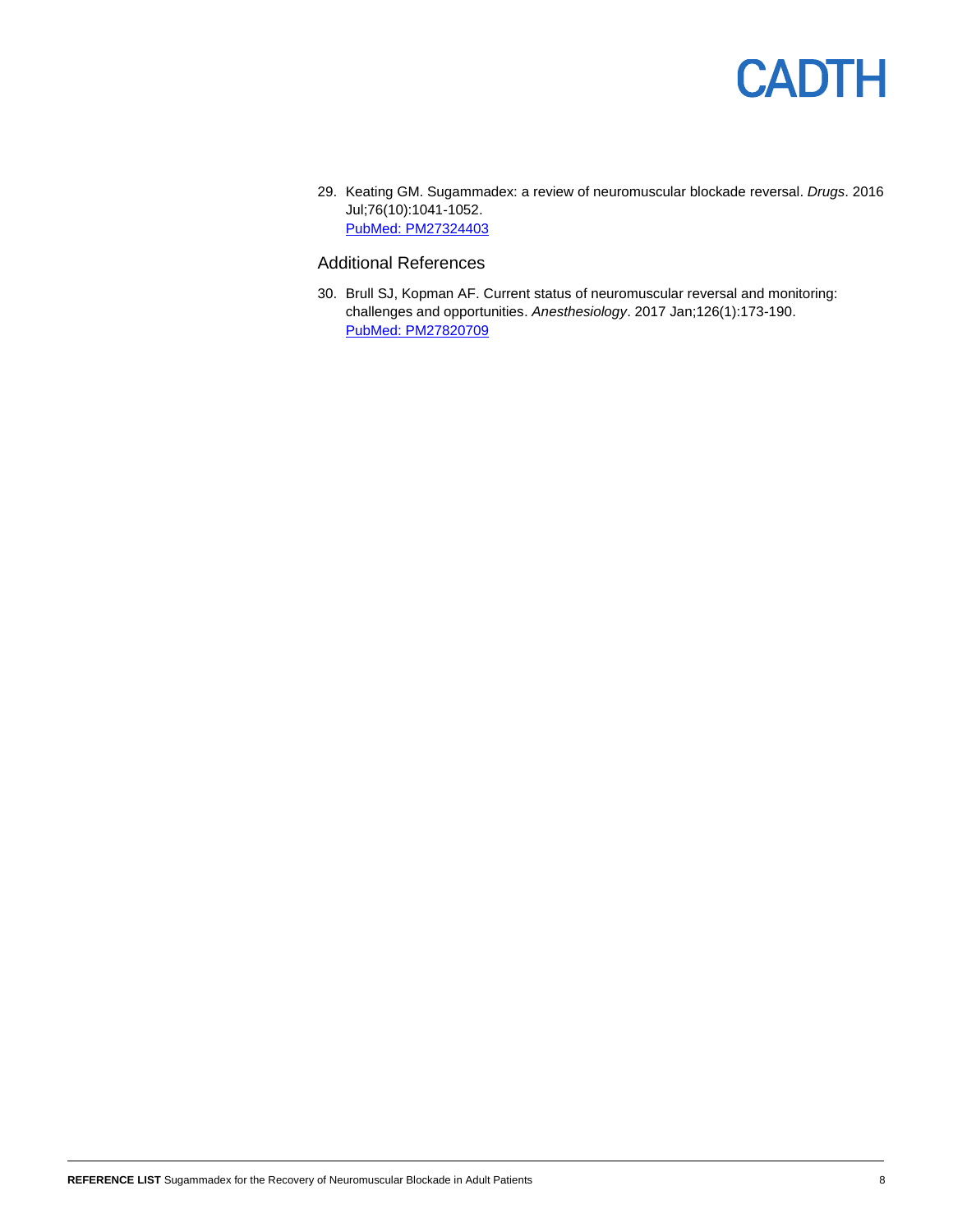29. Keating GM. Sugammadex: a review of neuromuscular blockade reversal. *Drugs*. 2016 Jul;76(10):1041-1052.
 PubMed: PM27324403

## Additional References

30. Brull SJ, Kopman AF. Current status of neuromuscular reversal and monitoring: challenges and opportunities. *Anesthesiology*. 2017 Jan;126(1):173-190.
 PubMed: PM27820709